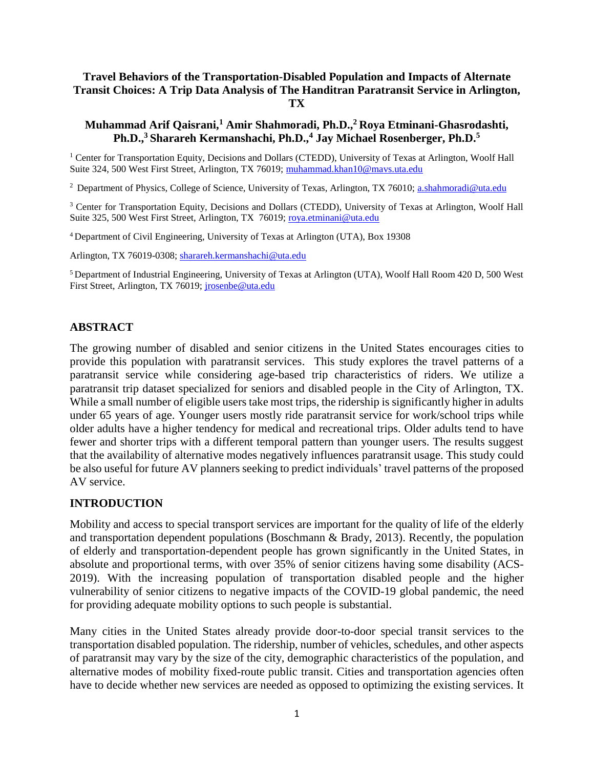# Travel Behaviors of the Transportation-Disabled Population and Impacts of Alternate Transit Choices: A Trip Data Analysis of The Handitran Paratransit Service in Arlington, TX

**Muhammad Arif Qaisrani,[1] Amir Shahmoradi, Ph.D.,[2] Roya Etminani-Ghasrodashti, Ph.D.,[3] Sharareh Kermanshachi, Ph.D.,[4] Jay Michael Rosenberger, Ph.D.[5]**

[1] Center for Transportation Equity, Decisions and Dollars (CTEDD), University of Texas at Arlington, Woolf Hall Suite 324, 500 West First Street, Arlington, TX 76019; muhammad.khan10@mavs.uta.edu

[2] Department of Physics, College of Science, University of Texas, Arlington, TX 76010; a.shahmoradi@uta.edu

[3] Center for Transportation Equity, Decisions and Dollars (CTEDD), University of Texas at Arlington, Woolf Hall Suite 325, 500 West First Street, Arlington, TX 76019; roya.etminani@uta.edu

[4] Department of Civil Engineering, University of Texas at Arlington (UTA), Box 19308 Arlington, TX 76019-0308; sharareh.kermanshachi@uta.edu

[5] Department of Industrial Engineering, University of Texas at Arlington (UTA), Woolf Hall Room 420 D, 500 West First Street, Arlington, TX 76019; jrosenbe@uta.edu

## ABSTRACT

The growing number of disabled and senior citizens in the United States encourages cities to provide this population with paratransit services. This study explores the travel patterns of a paratransit service while considering age-based trip characteristics of riders. We utilize a paratransit trip dataset specialized for seniors and disabled people in the City of Arlington, TX. While a small number of eligible users take most trips, the ridership is significantly higher in adults under 65 years of age. Younger users mostly ride paratransit service for work/school trips while older adults have a higher tendency for medical and recreational trips. Older adults tend to have fewer and shorter trips with a different temporal pattern than younger users. The results suggest that the availability of alternative modes negatively influences paratransit usage. This study could be also useful for future AV planners seeking to predict individuals' travel patterns of the proposed AV service.

## INTRODUCTION

Mobility and access to special transport services are important for the quality of life of the elderly and transportation dependent populations (Boschmann & Brady, 2013). Recently, the population of elderly and transportation-dependent people has grown significantly in the United States, in absolute and proportional terms, with over 35% of senior citizens having some disability (ACS-2019). With the increasing population of transportation disabled people and the higher vulnerability of senior citizens to negative impacts of the COVID-19 global pandemic, the need for providing adequate mobility options to such people is substantial.

Many cities in the United States already provide door-to-door special transit services to the transportation disabled population. The ridership, number of vehicles, schedules, and other aspects of paratransit may vary by the size of the city, demographic characteristics of the population, and alternative modes of mobility fixed-route public transit. Cities and transportation agencies often have to decide whether new services are needed as opposed to optimizing the existing services. It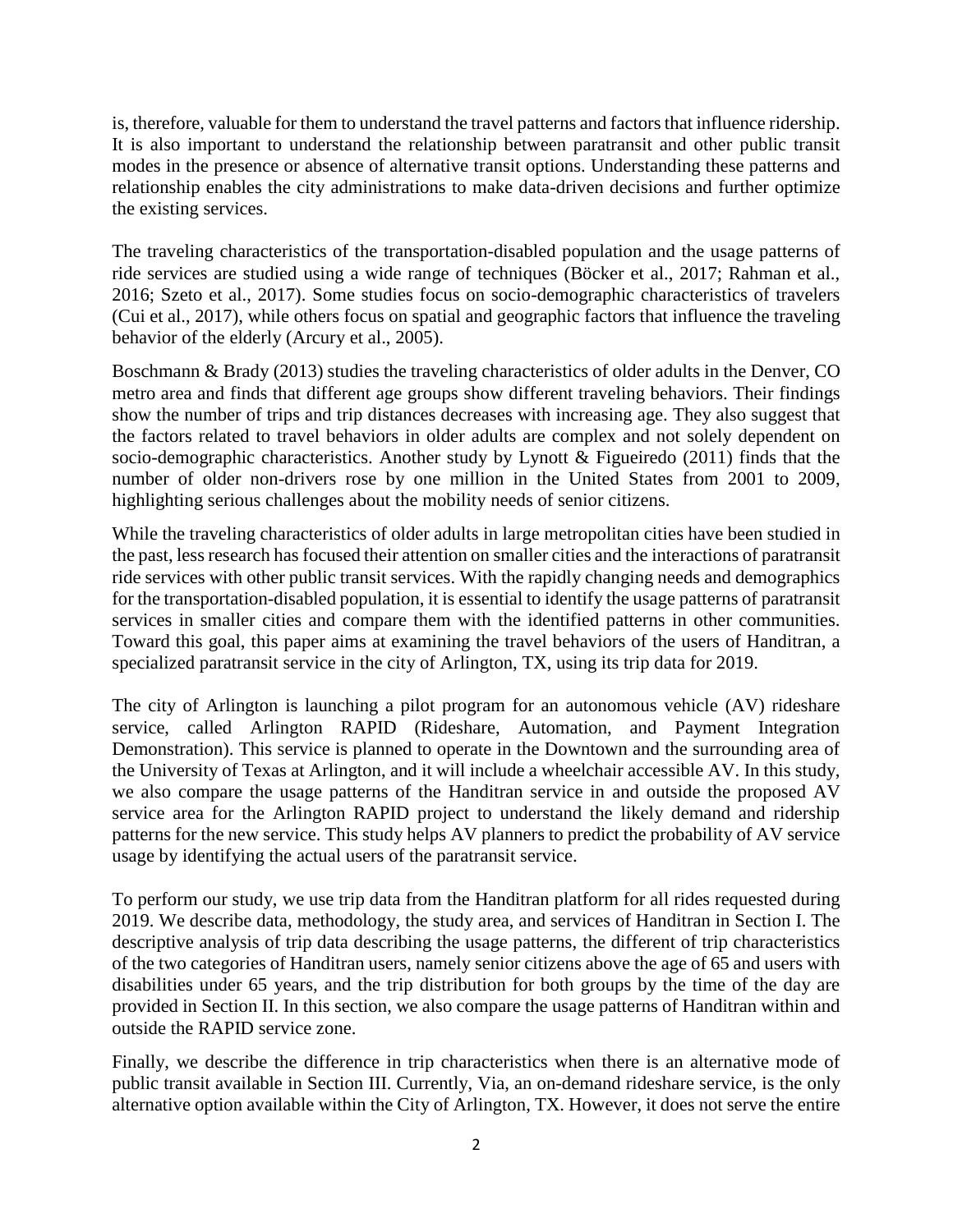is, therefore, valuable for them to understand the travel patterns and factors that influence ridership. It is also important to understand the relationship between paratransit and other public transit modes in the presence or absence of alternative transit options. Understanding these patterns and relationship enables the city administrations to make data-driven decisions and further optimize the existing services.

The traveling characteristics of the transportation-disabled population and the usage patterns of ride services are studied using a wide range of techniques (Böcker et al., 2017; Rahman et al., 2016; Szeto et al., 2017). Some studies focus on socio-demographic characteristics of travelers (Cui et al., 2017), while others focus on spatial and geographic factors that influence the traveling behavior of the elderly (Arcury et al., 2005).

Boschmann & Brady (2013) studies the traveling characteristics of older adults in the Denver, CO metro area and finds that different age groups show different traveling behaviors. Their findings show the number of trips and trip distances decreases with increasing age. They also suggest that the factors related to travel behaviors in older adults are complex and not solely dependent on socio-demographic characteristics. Another study by Lynott & Figueiredo (2011) finds that the number of older non-drivers rose by one million in the United States from 2001 to 2009, highlighting serious challenges about the mobility needs of senior citizens.

While the traveling characteristics of older adults in large metropolitan cities have been studied in the past, less research has focused their attention on smaller cities and the interactions of paratransit ride services with other public transit services. With the rapidly changing needs and demographics for the transportation-disabled population, it is essential to identify the usage patterns of paratransit services in smaller cities and compare them with the identified patterns in other communities. Toward this goal, this paper aims at examining the travel behaviors of the users of Handitran, a specialized paratransit service in the city of Arlington, TX, using its trip data for 2019.

The city of Arlington is launching a pilot program for an autonomous vehicle (AV) rideshare service, called Arlington RAPID (Rideshare, Automation, and Payment Integration Demonstration). This service is planned to operate in the Downtown and the surrounding area of the University of Texas at Arlington, and it will include a wheelchair accessible AV. In this study, we also compare the usage patterns of the Handitran service in and outside the proposed AV service area for the Arlington RAPID project to understand the likely demand and ridership patterns for the new service. This study helps AV planners to predict the probability of AV service usage by identifying the actual users of the paratransit service.

To perform our study, we use trip data from the Handitran platform for all rides requested during 2019. We describe data, methodology, the study area, and services of Handitran in Section I. The descriptive analysis of trip data describing the usage patterns, the different of trip characteristics of the two categories of Handitran users, namely senior citizens above the age of 65 and users with disabilities under 65 years, and the trip distribution for both groups by the time of the day are provided in Section II. In this section, we also compare the usage patterns of Handitran within and outside the RAPID service zone.

Finally, we describe the difference in trip characteristics when there is an alternative mode of public transit available in Section III. Currently, Via, an on-demand rideshare service, is the only alternative option available within the City of Arlington, TX. However, it does not serve the entire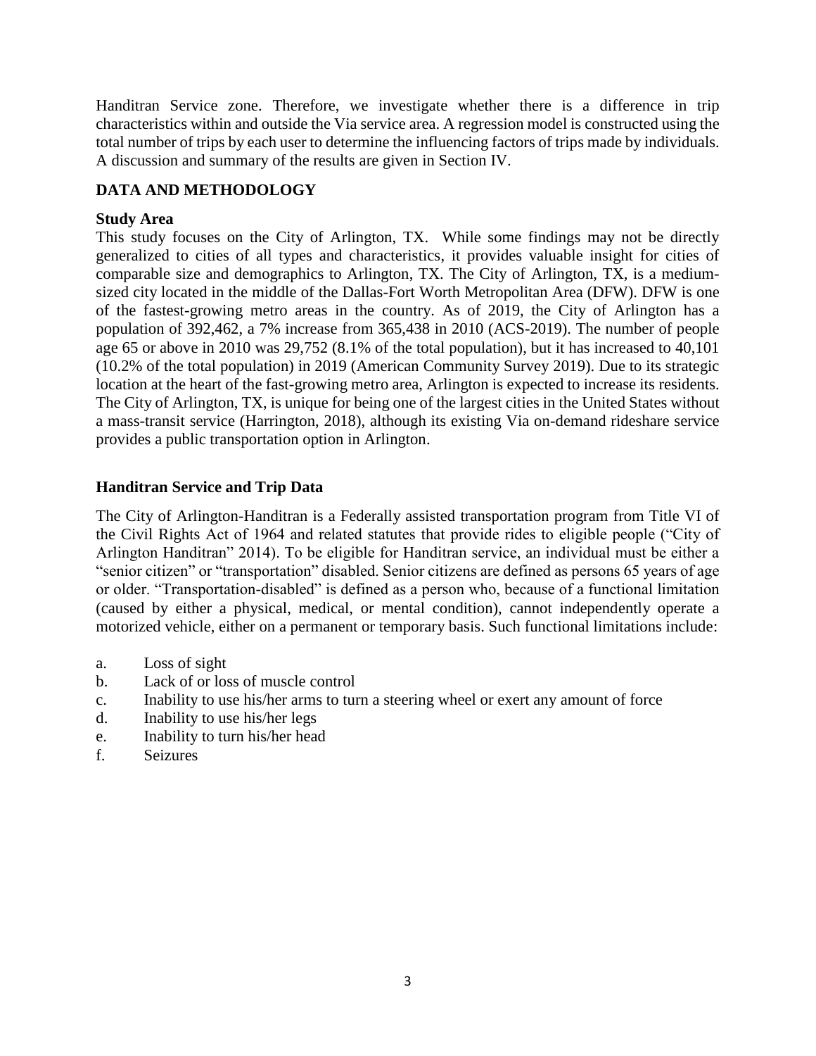Handitran Service zone. Therefore, we investigate whether there is a difference in trip characteristics within and outside the Via service area. A regression model is constructed using the total number of trips by each user to determine the influencing factors of trips made by individuals. A discussion and summary of the results are given in Section IV.

## DATA AND METHODOLOGY

### Study Area

This study focuses on the City of Arlington, TX. While some findings may not be directly generalized to cities of all types and characteristics, it provides valuable insight for cities of comparable size and demographics to Arlington, TX. The City of Arlington, TX, is a medium-sized city located in the middle of the Dallas-Fort Worth Metropolitan Area (DFW). DFW is one of the fastest-growing metro areas in the country. As of 2019, the City of Arlington has a population of 392,462, a 7% increase from 365,438 in 2010 (ACS-2019). The number of people age 65 or above in 2010 was 29,752 (8.1% of the total population), but it has increased to 40,101 (10.2% of the total population) in 2019 (American Community Survey 2019). Due to its strategic location at the heart of the fast-growing metro area, Arlington is expected to increase its residents. The City of Arlington, TX, is unique for being one of the largest cities in the United States without a mass-transit service (Harrington, 2018), although its existing Via on-demand rideshare service provides a public transportation option in Arlington.

### Handitran Service and Trip Data

The City of Arlington-Handitran is a Federally assisted transportation program from Title VI of the Civil Rights Act of 1964 and related statutes that provide rides to eligible people ("City of Arlington Handitran" 2014). To be eligible for Handitran service, an individual must be either a "senior citizen" or "transportation" disabled. Senior citizens are defined as persons 65 years of age or older. "Transportation-disabled" is defined as a person who, because of a functional limitation (caused by either a physical, medical, or mental condition), cannot independently operate a motorized vehicle, either on a permanent or temporary basis. Such functional limitations include:

a. Loss of sight
b. Lack of or loss of muscle control
c. Inability to use his/her arms to turn a steering wheel or exert any amount of force
d. Inability to use his/her legs
e. Inability to turn his/her head
f. Seizures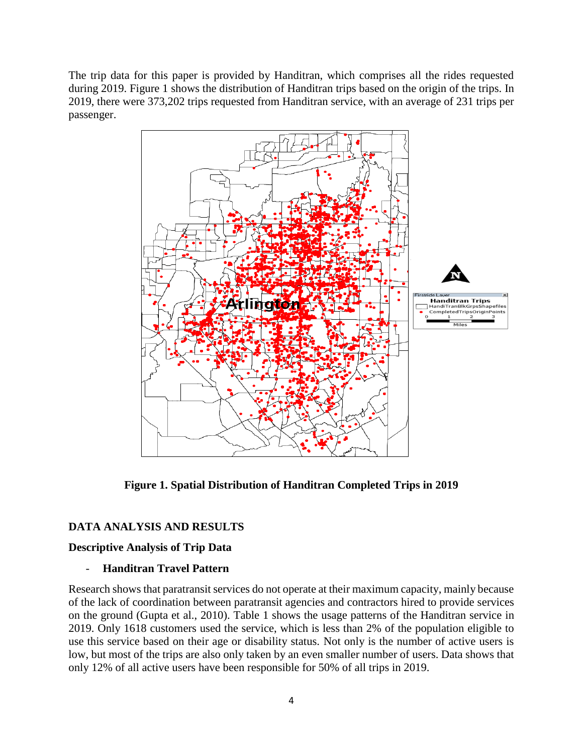The trip data for this paper is provided by Handitran, which comprises all the rides requested during 2019. Figure 1 shows the distribution of Handitran trips based on the origin of the trips. In 2019, there were 373,202 trips requested from Handitran service, with an average of 231 trips per passenger.

**Figure 1. Spatial Distribution of Handitran Completed Trips in 2019**

## DATA ANALYSIS AND RESULTS

### Descriptive Analysis of Trip Data

- **Handitran Travel Pattern**

Research shows that paratransit services do not operate at their maximum capacity, mainly because of the lack of coordination between paratransit agencies and contractors hired to provide services on the ground (Gupta et al., 2010). Table 1 shows the usage patterns of the Handitran service in 2019. Only 1618 customers used the service, which is less than 2% of the population eligible to use this service based on their age or disability status. Not only is the number of active users is low, but most of the trips are also only taken by an even smaller number of users. Data shows that only 12% of all active users have been responsible for 50% of all trips in 2019.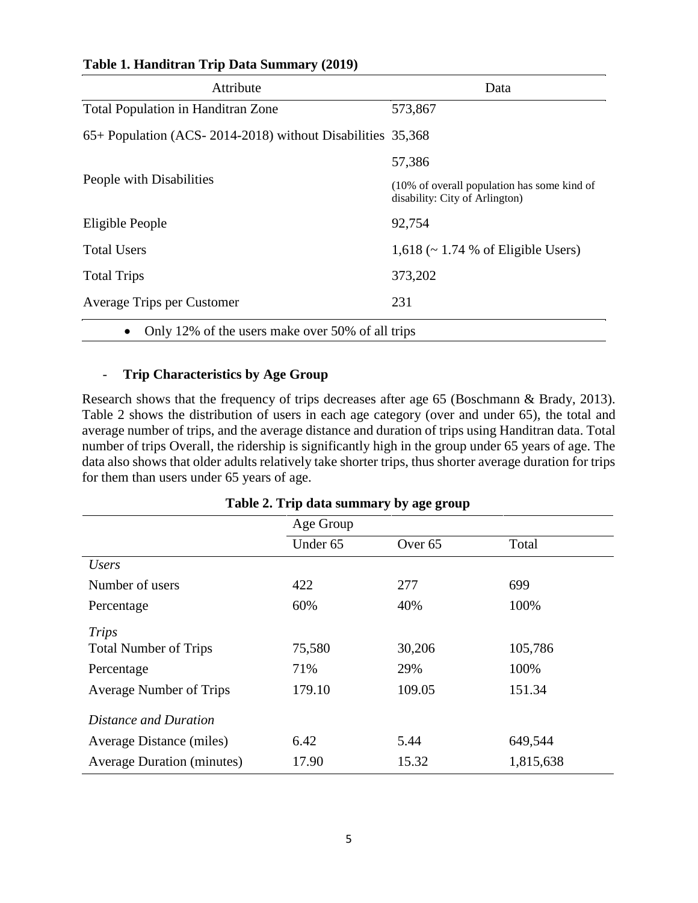**Table 1. Handitran Trip Data Summary (2019)**

| Attribute | Data |
| --- | --- |
| Total Population in Handitran Zone | 573,867 |
| 65+ Population (ACS- 2014-2018) without Disabilities | 35,368 |
| People with Disabilities | 57,386 (10% of overall population has some kind of disability: City of Arlington) |
| Eligible People | 92,754 |
| Total Users | 1,618 (~ 1.74 % of Eligible Users) |
| Total Trips | 373,202 |
| Average Trips per Customer | 231 |

- Only 12% of the users make over 50% of all trips

- **Trip Characteristics by Age Group**

Research shows that the frequency of trips decreases after age 65 (Boschmann & Brady, 2013). Table 2 shows the distribution of users in each age category (over and under 65), the total and average number of trips, and the average distance and duration of trips using Handitran data. Total number of trips Overall, the ridership is significantly high in the group under 65 years of age. The data also shows that older adults relatively take shorter trips, thus shorter average duration for trips for them than users under 65 years of age.

**Table 2. Trip data summary by age group**

| | Age Group | | |
| --- | --- | --- | --- |
| | Under 65 | Over 65 | Total |
| *Users* | | | |
| Number of users | 422 | 277 | 699 |
| Percentage | 60% | 40% | 100% |
| *Trips* | | | |
| Total Number of Trips | 75,580 | 30,206 | 105,786 |
| Percentage | 71% | 29% | 100% |
| Average Number of Trips | 179.10 | 109.05 | 151.34 |
| *Distance and Duration* | | | |
| Average Distance (miles) | 6.42 | 5.44 | 649,544 |
| Average Duration (minutes) | 17.90 | 15.32 | 1,815,638 |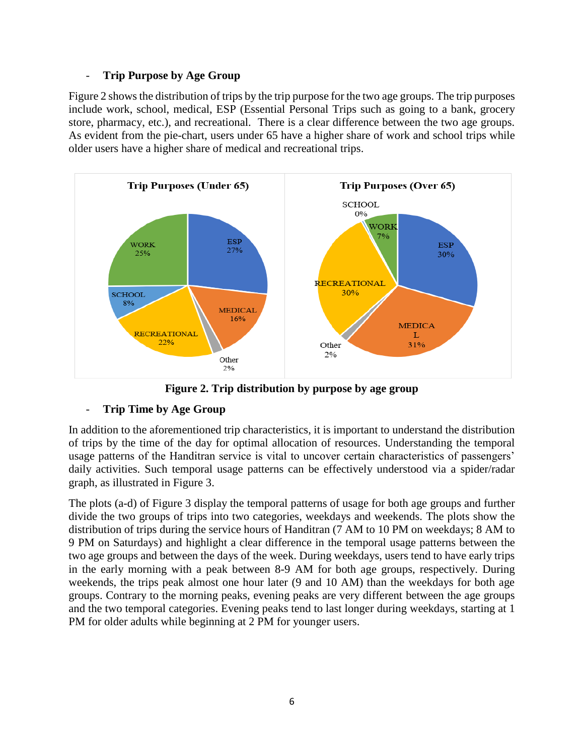- **Trip Purpose by Age Group**

Figure 2 shows the distribution of trips by the trip purpose for the two age groups. The trip purposes include work, school, medical, ESP (Essential Personal Trips such as going to a bank, grocery store, pharmacy, etc.), and recreational. There is a clear difference between the two age groups. As evident from the pie-chart, users under 65 have a higher share of work and school trips while older users have a higher share of medical and recreational trips.

**Figure 2. Trip distribution by purpose by age group**

- **Trip Time by Age Group**

In addition to the aforementioned trip characteristics, it is important to understand the distribution of trips by the time of the day for optimal allocation of resources. Understanding the temporal usage patterns of the Handitran service is vital to uncover certain characteristics of passengers' daily activities. Such temporal usage patterns can be effectively understood via a spider/radar graph, as illustrated in Figure 3.

The plots (a-d) of Figure 3 display the temporal patterns of usage for both age groups and further divide the two groups of trips into two categories, weekdays and weekends. The plots show the distribution of trips during the service hours of Handitran (7 AM to 10 PM on weekdays; 8 AM to 9 PM on Saturdays) and highlight a clear difference in the temporal usage patterns between the two age groups and between the days of the week. During weekdays, users tend to have early trips in the early morning with a peak between 8-9 AM for both age groups, respectively. During weekends, the trips peak almost one hour later (9 and 10 AM) than the weekdays for both age groups. Contrary to the morning peaks, evening peaks are very different between the age groups and the two temporal categories. Evening peaks tend to last longer during weekdays, starting at 1 PM for older adults while beginning at 2 PM for younger users.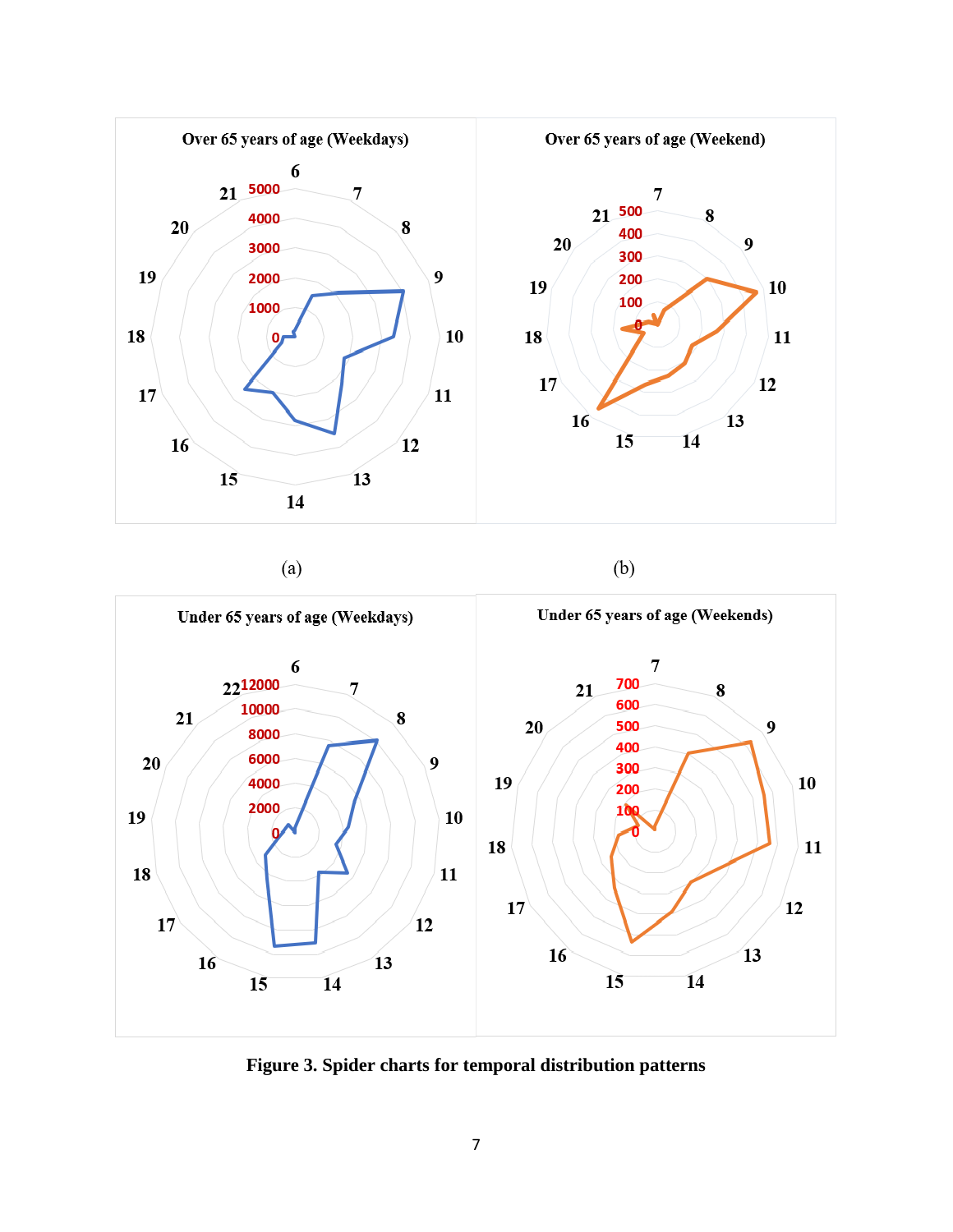(a)

(b)

**Figure 3. Spider charts for temporal distribution patterns**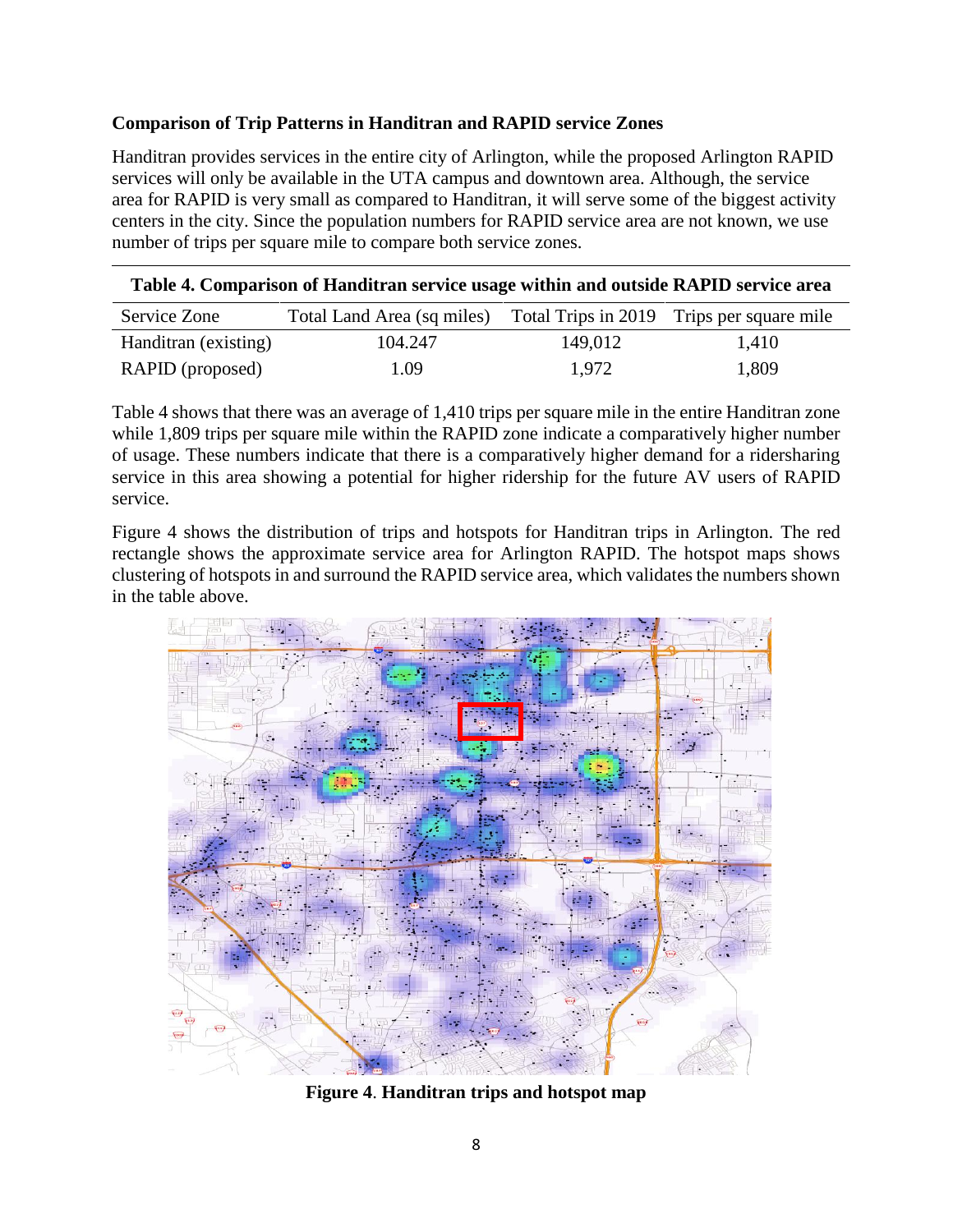**Comparison of Trip Patterns in Handitran and RAPID service Zones**

Handitran provides services in the entire city of Arlington, while the proposed Arlington RAPID services will only be available in the UTA campus and downtown area. Although, the service area for RAPID is very small as compared to Handitran, it will serve some of the biggest activity centers in the city. Since the population numbers for RAPID service area are not known, we use number of trips per square mile to compare both service zones.

**Table 4. Comparison of Handitran service usage within and outside RAPID service area**

| Service Zone | Total Land Area (sq miles) | Total Trips in 2019 | Trips per square mile |
|---|---|---|---|
| Handitran (existing) | 104.247 | 149,012 | 1,410 |
| RAPID (proposed) | 1.09 | 1,972 | 1,809 |

Table 4 shows that there was an average of 1,410 trips per square mile in the entire Handitran zone while 1,809 trips per square mile within the RAPID zone indicate a comparatively higher number of usage. These numbers indicate that there is a comparatively higher demand for a ridersharing service in this area showing a potential for higher ridership for the future AV users of RAPID service.

Figure 4 shows the distribution of trips and hotspots for Handitran trips in Arlington. The red rectangle shows the approximate service area for Arlington RAPID. The hotspot maps shows clustering of hotspots in and surround the RAPID service area, which validates the numbers shown in the table above.

**Figure 4**. **Handitran trips and hotspot map**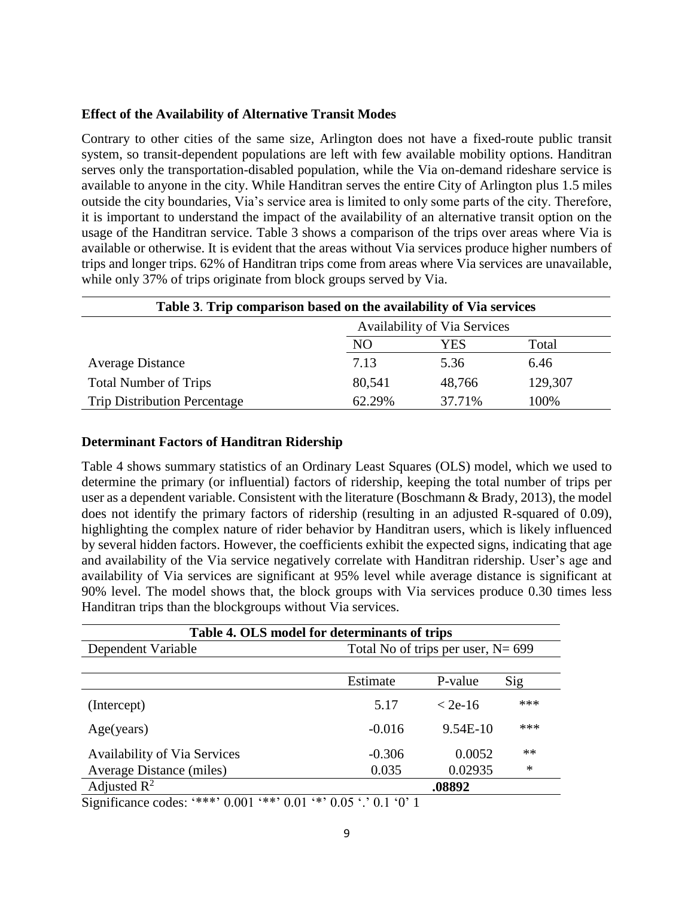### Effect of the Availability of Alternative Transit Modes

Contrary to other cities of the same size, Arlington does not have a fixed-route public transit system, so transit-dependent populations are left with few available mobility options. Handitran serves only the transportation-disabled population, while the Via on-demand rideshare service is available to anyone in the city. While Handitran serves the entire City of Arlington plus 1.5 miles outside the city boundaries, Via's service area is limited to only some parts of the city. Therefore, it is important to understand the impact of the availability of an alternative transit option on the usage of the Handitran service. Table 3 shows a comparison of the trips over areas where Via is available or otherwise. It is evident that the areas without Via services produce higher numbers of trips and longer trips. 62% of Handitran trips come from areas where Via services are unavailable, while only 37% of trips originate from block groups served by Via.

**Table 3**. **Trip comparison based on the availability of Via services**

| | Availability of Via Services | | |
|---|---|---|---|
| | NO | YES | Total |
| Average Distance | 7.13 | 5.36 | 6.46 |
| Total Number of Trips | 80,541 | 48,766 | 129,307 |
| Trip Distribution Percentage | 62.29% | 37.71% | 100% |

### Determinant Factors of Handitran Ridership

Table 4 shows summary statistics of an Ordinary Least Squares (OLS) model, which we used to determine the primary (or influential) factors of ridership, keeping the total number of trips per user as a dependent variable. Consistent with the literature (Boschmann & Brady, 2013), the model does not identify the primary factors of ridership (resulting in an adjusted R-squared of 0.09), highlighting the complex nature of rider behavior by Handitran users, which is likely influenced by several hidden factors. However, the coefficients exhibit the expected signs, indicating that age and availability of the Via service negatively correlate with Handitran ridership. User's age and availability of Via services are significant at 95% level while average distance is significant at 90% level. The model shows that, the block groups with Via services produce 0.30 times less Handitran trips than the blockgroups without Via services.

**Table 4. OLS model for determinants of trips**

| Dependent Variable | Total No of trips per user, N= 699 | | |
|---|---|---|---|
| | Estimate | P-value | Sig |
| (Intercept) | 5.17 | < 2e-16 | *** |
| Age(years) | -0.016 | 9.54E-10 | *** |
| Availability of Via Services | -0.306 | 0.0052 | ** |
| Average Distance (miles) | 0.035 | 0.02935 | * |
| Adjusted $R^2$ | | **.08892** | |

Significance codes: '***' 0.001 '**' 0.01 '*' 0.05 '.' 0.1 '0' 1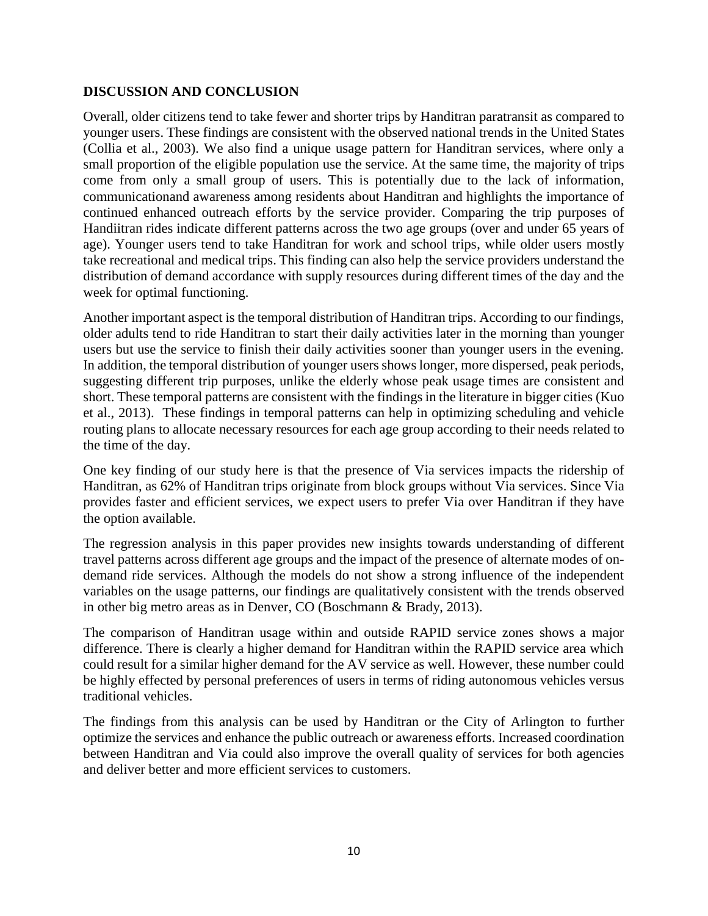## DISCUSSION AND CONCLUSION

Overall, older citizens tend to take fewer and shorter trips by Handitran paratransit as compared to younger users. These findings are consistent with the observed national trends in the United States (Collia et al., 2003). We also find a unique usage pattern for Handitran services, where only a small proportion of the eligible population use the service. At the same time, the majority of trips come from only a small group of users. This is potentially due to the lack of information, communicationand awareness among residents about Handitran and highlights the importance of continued enhanced outreach efforts by the service provider. Comparing the trip purposes of Handiitran rides indicate different patterns across the two age groups (over and under 65 years of age). Younger users tend to take Handitran for work and school trips, while older users mostly take recreational and medical trips. This finding can also help the service providers understand the distribution of demand accordance with supply resources during different times of the day and the week for optimal functioning.

Another important aspect is the temporal distribution of Handitran trips. According to our findings, older adults tend to ride Handitran to start their daily activities later in the morning than younger users but use the service to finish their daily activities sooner than younger users in the evening. In addition, the temporal distribution of younger users shows longer, more dispersed, peak periods, suggesting different trip purposes, unlike the elderly whose peak usage times are consistent and short. These temporal patterns are consistent with the findings in the literature in bigger cities (Kuo et al., 2013). These findings in temporal patterns can help in optimizing scheduling and vehicle routing plans to allocate necessary resources for each age group according to their needs related to the time of the day.

One key finding of our study here is that the presence of Via services impacts the ridership of Handitran, as 62% of Handitran trips originate from block groups without Via services. Since Via provides faster and efficient services, we expect users to prefer Via over Handitran if they have the option available.

The regression analysis in this paper provides new insights towards understanding of different travel patterns across different age groups and the impact of the presence of alternate modes of on-demand ride services. Although the models do not show a strong influence of the independent variables on the usage patterns, our findings are qualitatively consistent with the trends observed in other big metro areas as in Denver, CO (Boschmann & Brady, 2013).

The comparison of Handitran usage within and outside RAPID service zones shows a major difference. There is clearly a higher demand for Handitran within the RAPID service area which could result for a similar higher demand for the AV service as well. However, these number could be highly effected by personal preferences of users in terms of riding autonomous vehicles versus traditional vehicles.

The findings from this analysis can be used by Handitran or the City of Arlington to further optimize the services and enhance the public outreach or awareness efforts. Increased coordination between Handitran and Via could also improve the overall quality of services for both agencies and deliver better and more efficient services to customers.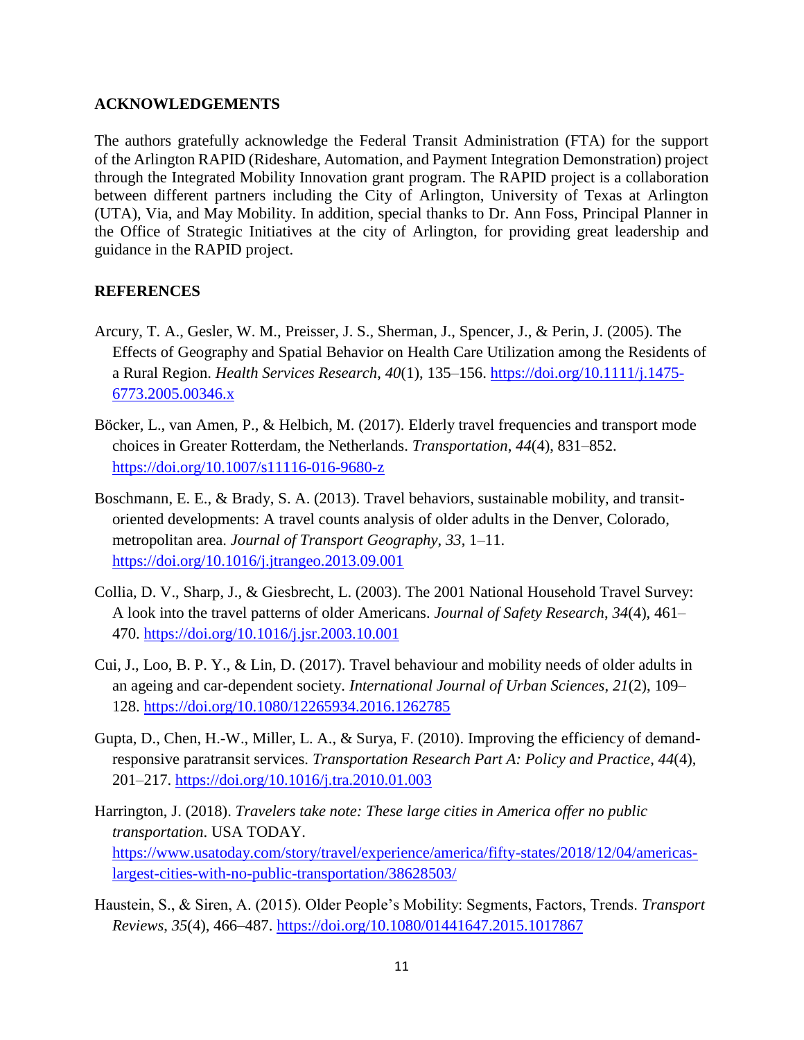## ACKNOWLEDGEMENTS

The authors gratefully acknowledge the Federal Transit Administration (FTA) for the support of the Arlington RAPID (Rideshare, Automation, and Payment Integration Demonstration) project through the Integrated Mobility Innovation grant program. The RAPID project is a collaboration between different partners including the City of Arlington, University of Texas at Arlington (UTA), Via, and May Mobility. In addition, special thanks to Dr. Ann Foss, Principal Planner in the Office of Strategic Initiatives at the city of Arlington, for providing great leadership and guidance in the RAPID project.

## REFERENCES

Arcury, T. A., Gesler, W. M., Preisser, J. S., Sherman, J., Spencer, J., & Perin, J. (2005). The Effects of Geography and Spatial Behavior on Health Care Utilization among the Residents of a Rural Region. *Health Services Research*, *40*(1), 135–156. https://doi.org/10.1111/j.1475-6773.2005.00346.x

Böcker, L., van Amen, P., & Helbich, M. (2017). Elderly travel frequencies and transport mode choices in Greater Rotterdam, the Netherlands. *Transportation*, *44*(4), 831–852. https://doi.org/10.1007/s11116-016-9680-z

Boschmann, E. E., & Brady, S. A. (2013). Travel behaviors, sustainable mobility, and transit-oriented developments: A travel counts analysis of older adults in the Denver, Colorado, metropolitan area. *Journal of Transport Geography*, *33*, 1–11. https://doi.org/10.1016/j.jtrangeo.2013.09.001

Collia, D. V., Sharp, J., & Giesbrecht, L. (2003). The 2001 National Household Travel Survey: A look into the travel patterns of older Americans. *Journal of Safety Research*, *34*(4), 461–470. https://doi.org/10.1016/j.jsr.2003.10.001

Cui, J., Loo, B. P. Y., & Lin, D. (2017). Travel behaviour and mobility needs of older adults in an ageing and car-dependent society. *International Journal of Urban Sciences*, *21*(2), 109–128. https://doi.org/10.1080/12265934.2016.1262785

Gupta, D., Chen, H.-W., Miller, L. A., & Surya, F. (2010). Improving the efficiency of demand-responsive paratransit services. *Transportation Research Part A: Policy and Practice*, *44*(4), 201–217. https://doi.org/10.1016/j.tra.2010.01.003

Harrington, J. (2018). *Travelers take note: These large cities in America offer no public transportation*. USA TODAY. https://www.usatoday.com/story/travel/experience/america/fifty-states/2018/12/04/americas-largest-cities-with-no-public-transportation/38628503/

Haustein, S., & Siren, A. (2015). Older People's Mobility: Segments, Factors, Trends. *Transport Reviews*, *35*(4), 466–487. https://doi.org/10.1080/01441647.2015.1017867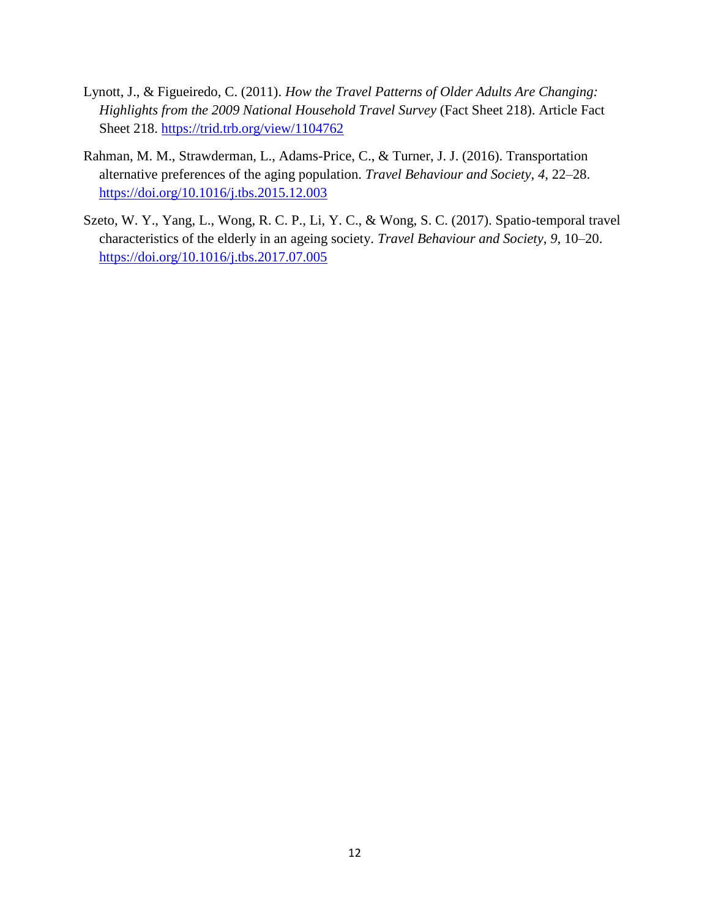Lynott, J., & Figueiredo, C. (2011). *How the Travel Patterns of Older Adults Are Changing: Highlights from the 2009 National Household Travel Survey* (Fact Sheet 218). Article Fact Sheet 218. https://trid.trb.org/view/1104762

Rahman, M. M., Strawderman, L., Adams-Price, C., & Turner, J. J. (2016). Transportation alternative preferences of the aging population. *Travel Behaviour and Society*, *4*, 22–28. https://doi.org/10.1016/j.tbs.2015.12.003

Szeto, W. Y., Yang, L., Wong, R. C. P., Li, Y. C., & Wong, S. C. (2017). Spatio-temporal travel characteristics of the elderly in an ageing society. *Travel Behaviour and Society*, *9*, 10–20. https://doi.org/10.1016/j.tbs.2017.07.005